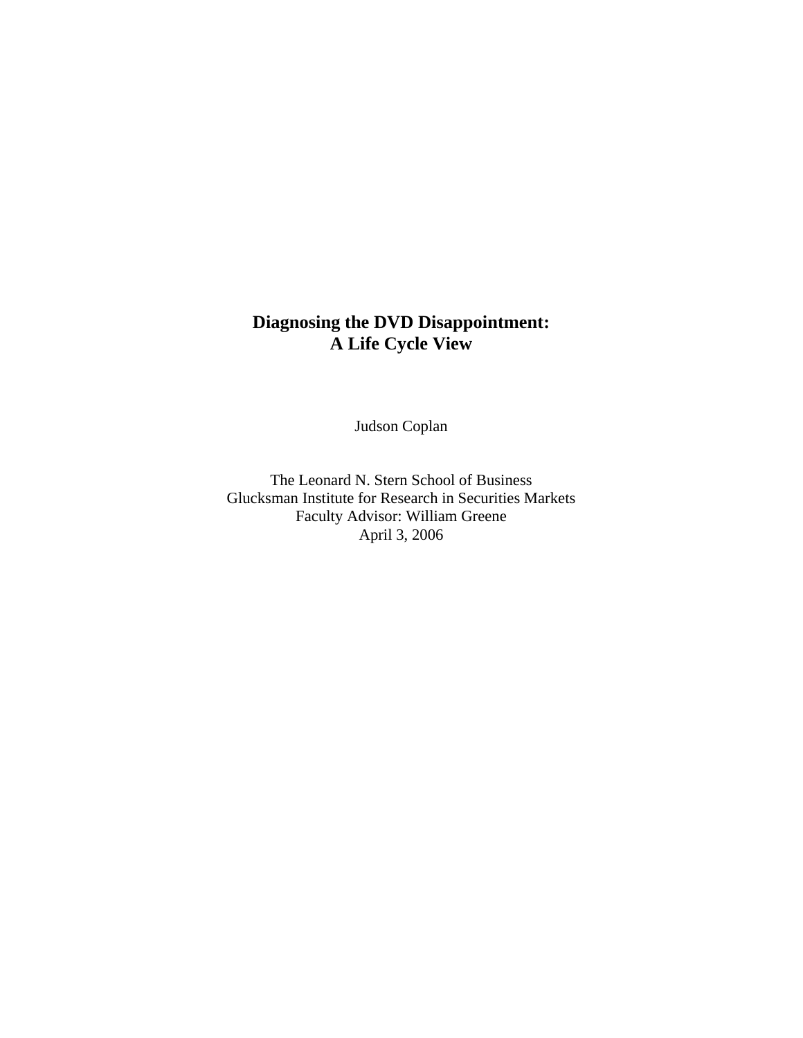# Diagnosing the DVD Disappointment:
# A Life Cycle View

Judson Coplan

The Leonard N. Stern School of Business
Glucksman Institute for Research in Securities Markets
Faculty Advisor: William Greene
April 3, 2006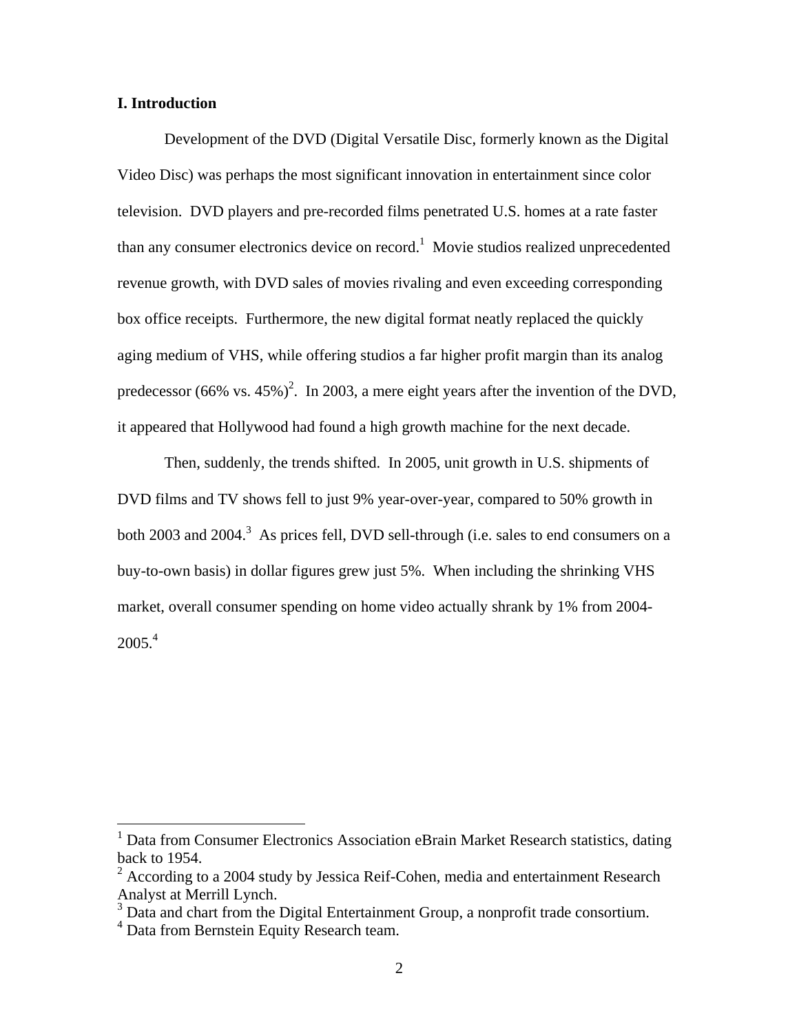## I. Introduction

Development of the DVD (Digital Versatile Disc, formerly known as the Digital Video Disc) was perhaps the most significant innovation in entertainment since color television. DVD players and pre-recorded films penetrated U.S. homes at a rate faster than any consumer electronics device on record.[1] Movie studios realized unprecedented revenue growth, with DVD sales of movies rivaling and even exceeding corresponding box office receipts. Furthermore, the new digital format neatly replaced the quickly aging medium of VHS, while offering studios a far higher profit margin than its analog predecessor (66% vs. 45%)[2]. In 2003, a mere eight years after the invention of the DVD, it appeared that Hollywood had found a high growth machine for the next decade.

Then, suddenly, the trends shifted. In 2005, unit growth in U.S. shipments of DVD films and TV shows fell to just 9% year-over-year, compared to 50% growth in both 2003 and 2004.[3] As prices fell, DVD sell-through (i.e. sales to end consumers on a buy-to-own basis) in dollar figures grew just 5%. When including the shrinking VHS market, overall consumer spending on home video actually shrank by 1% from 2004-2005.[4]

---

[1] Data from Consumer Electronics Association eBrain Market Research statistics, dating back to 1954.

[2] According to a 2004 study by Jessica Reif-Cohen, media and entertainment Research Analyst at Merrill Lynch.

[3] Data and chart from the Digital Entertainment Group, a nonprofit trade consortium.

[4] Data from Bernstein Equity Research team.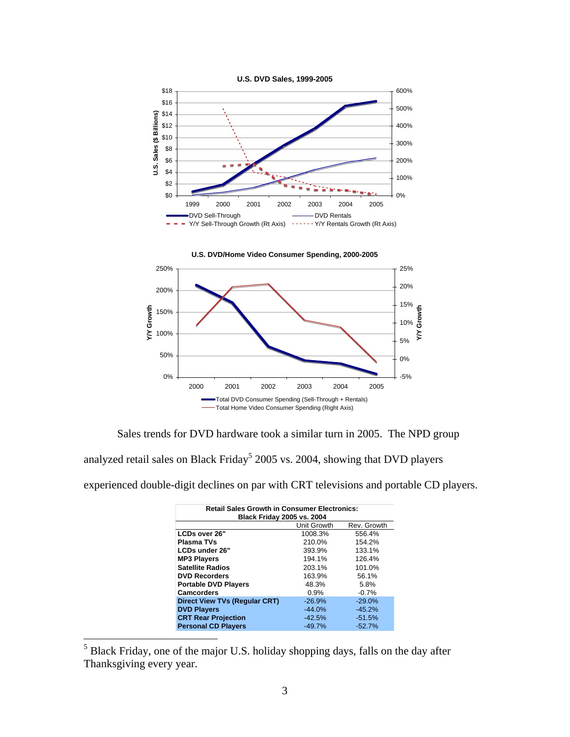**U.S. DVD Sales, 1999-2005**

U.S. Sales ($ Billions)

$18
$16
$14
$12
$10
$8
$6
$4
$2
$0

600%
500%
400%
300%
200%
100%
0%

1999 2000 2001 2002 2003 2004 2005

DVD Sell-Through
DVD Rentals
Y/Y Sell-Through Growth (Rt Axis)
Y/Y Rentals Growth (Rt Axis)

**U.S. DVD/Home Video Consumer Spending, 2000-2005**

Y/Y Growth

250%
200%
150%
100%
50%
0%

25%
20%
15%
10%
5%
0%
-5%

2000 2001 2002 2003 2004 2005

Total DVD Consumer Spending (Sell-Through + Rentals)
Total Home Video Consumer Spending (Right Axis)

Sales trends for DVD hardware took a similar turn in 2005. The NPD group analyzed retail sales on Black Friday[5] 2005 vs. 2004, showing that DVD players experienced double-digit declines on par with CRT televisions and portable CD players.

| Retail Sales Growth in Consumer Electronics: Black Friday 2005 vs. 2004 | | |
|---|---|---|
| | Unit Growth | Rev. Growth |
| **LCDs over 26"** | 1008.3% | 556.4% |
| **Plasma TVs** | 210.0% | 154.2% |
| **LCDs under 26"** | 393.9% | 133.1% |
| **MP3 Players** | 194.1% | 126.4% |
| **Satellite Radios** | 203.1% | 101.0% |
| **DVD Recorders** | 163.9% | 56.1% |
| **Portable DVD Players** | 48.3% | 5.8% |
| **Camcorders** | 0.9% | -0.7% |
| **Direct View TVs (Regular CRT)** | -26.9% | -29.0% |
| **DVD Players** | -44.0% | -45.2% |
| **CRT Rear Projection** | -42.5% | -51.5% |
| **Personal CD Players** | -49.7% | -52.7% |

[5] Black Friday, one of the major U.S. holiday shopping days, falls on the day after Thanksgiving every year.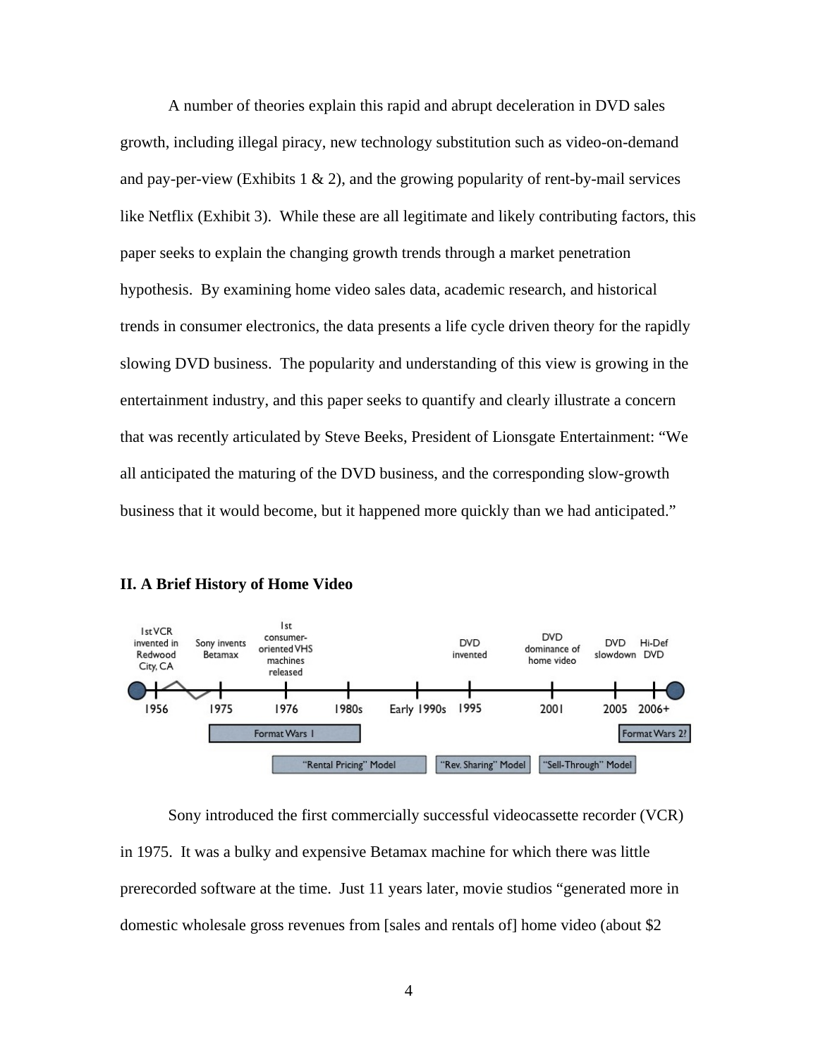A number of theories explain this rapid and abrupt deceleration in DVD sales growth, including illegal piracy, new technology substitution such as video-on-demand and pay-per-view (Exhibits 1 & 2), and the growing popularity of rent-by-mail services like Netflix (Exhibit 3). While these are all legitimate and likely contributing factors, this paper seeks to explain the changing growth trends through a market penetration hypothesis. By examining home video sales data, academic research, and historical trends in consumer electronics, the data presents a life cycle driven theory for the rapidly slowing DVD business. The popularity and understanding of this view is growing in the entertainment industry, and this paper seeks to quantify and clearly illustrate a concern that was recently articulated by Steve Beeks, President of Lionsgate Entertainment: "We all anticipated the maturing of the DVD business, and the corresponding slow-growth business that it would become, but it happened more quickly than we had anticipated."

## II. A Brief History of Home Video

1st VCR invented in Redwood City, CA
Sony invents Betamax
1st consumer-oriented VHS machines released
DVD invented
DVD dominance of home video
DVD slowdown
Hi-Def DVD

1956
1975
1976
1980s
Early 1990s
1995
2001
2005
2006+

Format Wars 1
Format Wars 2?
"Rental Pricing" Model
"Rev. Sharing" Model
"Sell-Through" Model

Sony introduced the first commercially successful videocassette recorder (VCR) in 1975. It was a bulky and expensive Betamax machine for which there was little prerecorded software at the time. Just 11 years later, movie studios "generated more in domestic wholesale gross revenues from [sales and rentals of] home video (about $2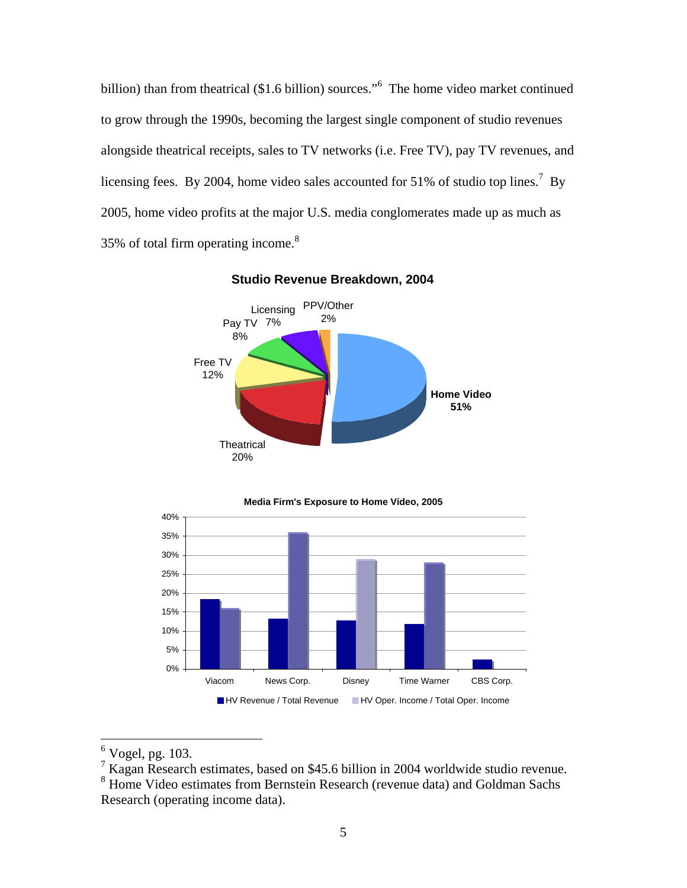billion) than from theatrical ($1.6 billion) sources."[6] The home video market continued to grow through the 1990s, becoming the largest single component of studio revenues alongside theatrical receipts, sales to TV networks (i.e. Free TV), pay TV revenues, and licensing fees. By 2004, home video sales accounted for 51% of studio top lines.[7] By 2005, home video profits at the major U.S. media conglomerates made up as much as 35% of total firm operating income.[8]

**Studio Revenue Breakdown, 2004**

Home Video 51%
Theatrical 20%
Free TV 12%
Pay TV 8%
Licensing 7%
PPV/Other 2%

**Media Firm's Exposure to Home Video, 2005**

40%
35%
30%
25%
20%
15%
10%
5%
0%

Viacom
News Corp.
Disney
Time Warner
CBS Corp.

HV Revenue / Total Revenue
HV Oper. Income / Total Oper. Income

---

[6] Vogel, pg. 103.
[7] Kagan Research estimates, based on $45.6 billion in 2004 worldwide studio revenue.
[8] Home Video estimates from Bernstein Research (revenue data) and Goldman Sachs Research (operating income data).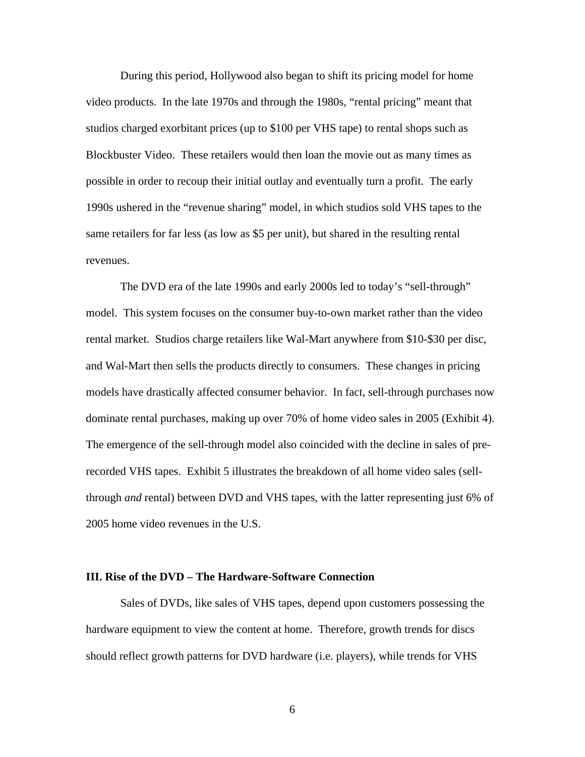During this period, Hollywood also began to shift its pricing model for home video products. In the late 1970s and through the 1980s, "rental pricing" meant that studios charged exorbitant prices (up to $100 per VHS tape) to rental shops such as Blockbuster Video. These retailers would then loan the movie out as many times as possible in order to recoup their initial outlay and eventually turn a profit. The early 1990s ushered in the "revenue sharing" model, in which studios sold VHS tapes to the same retailers for far less (as low as $5 per unit), but shared in the resulting rental revenues.

The DVD era of the late 1990s and early 2000s led to today's "sell-through" model. This system focuses on the consumer buy-to-own market rather than the video rental market. Studios charge retailers like Wal-Mart anywhere from $10-$30 per disc, and Wal-Mart then sells the products directly to consumers. These changes in pricing models have drastically affected consumer behavior. In fact, sell-through purchases now dominate rental purchases, making up over 70% of home video sales in 2005 (Exhibit 4). The emergence of the sell-through model also coincided with the decline in sales of pre-recorded VHS tapes. Exhibit 5 illustrates the breakdown of all home video sales (sell-through *and* rental) between DVD and VHS tapes, with the latter representing just 6% of 2005 home video revenues in the U.S.

### III. Rise of the DVD – The Hardware-Software Connection

Sales of DVDs, like sales of VHS tapes, depend upon customers possessing the hardware equipment to view the content at home. Therefore, growth trends for discs should reflect growth patterns for DVD hardware (i.e. players), while trends for VHS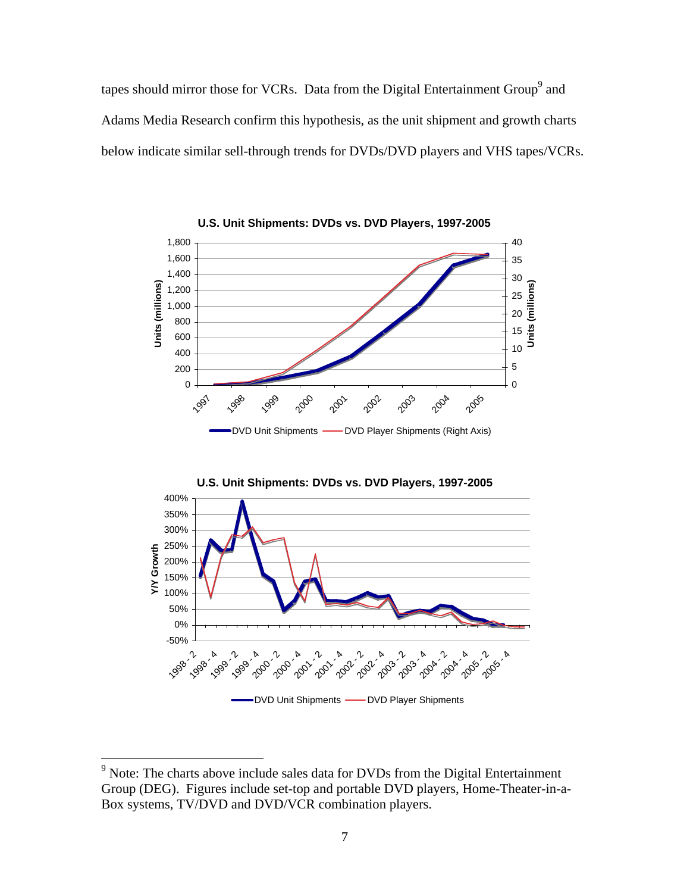tapes should mirror those for VCRs. Data from the Digital Entertainment Group[9] and Adams Media Research confirm this hypothesis, as the unit shipment and growth charts below indicate similar sell-through trends for DVDs/DVD players and VHS tapes/VCRs.

**U.S. Unit Shipments: DVDs vs. DVD Players, 1997-2005**

Units (millions)
1,800
1,600
1,400
1,200
1,000
800
600
400
200
0

Units (millions)
40
35
30
25
20
15
10
5
0

1997
1998
1999
2000
2001
2002
2003
2004
2005

DVD Unit Shipments
DVD Player Shipments (Right Axis)

**U.S. Unit Shipments: DVDs vs. DVD Players, 1997-2005**

Y/Y Growth
400%
350%
300%
250%
200%
150%
100%
50%
0%
-50%

1998 - 2
1998 - 4
1999 - 2
1999 - 4
2000 - 2
2000 - 4
2001 - 2
2001 - 4
2002 - 2
2002 - 4
2003 - 2
2003 - 4
2004 - 2
2004 - 4
2005 - 2
2005 - 4

DVD Unit Shipments
DVD Player Shipments

---

[9] Note: The charts above include sales data for DVDs from the Digital Entertainment Group (DEG). Figures include set-top and portable DVD players, Home-Theater-in-a-Box systems, TV/DVD and DVD/VCR combination players.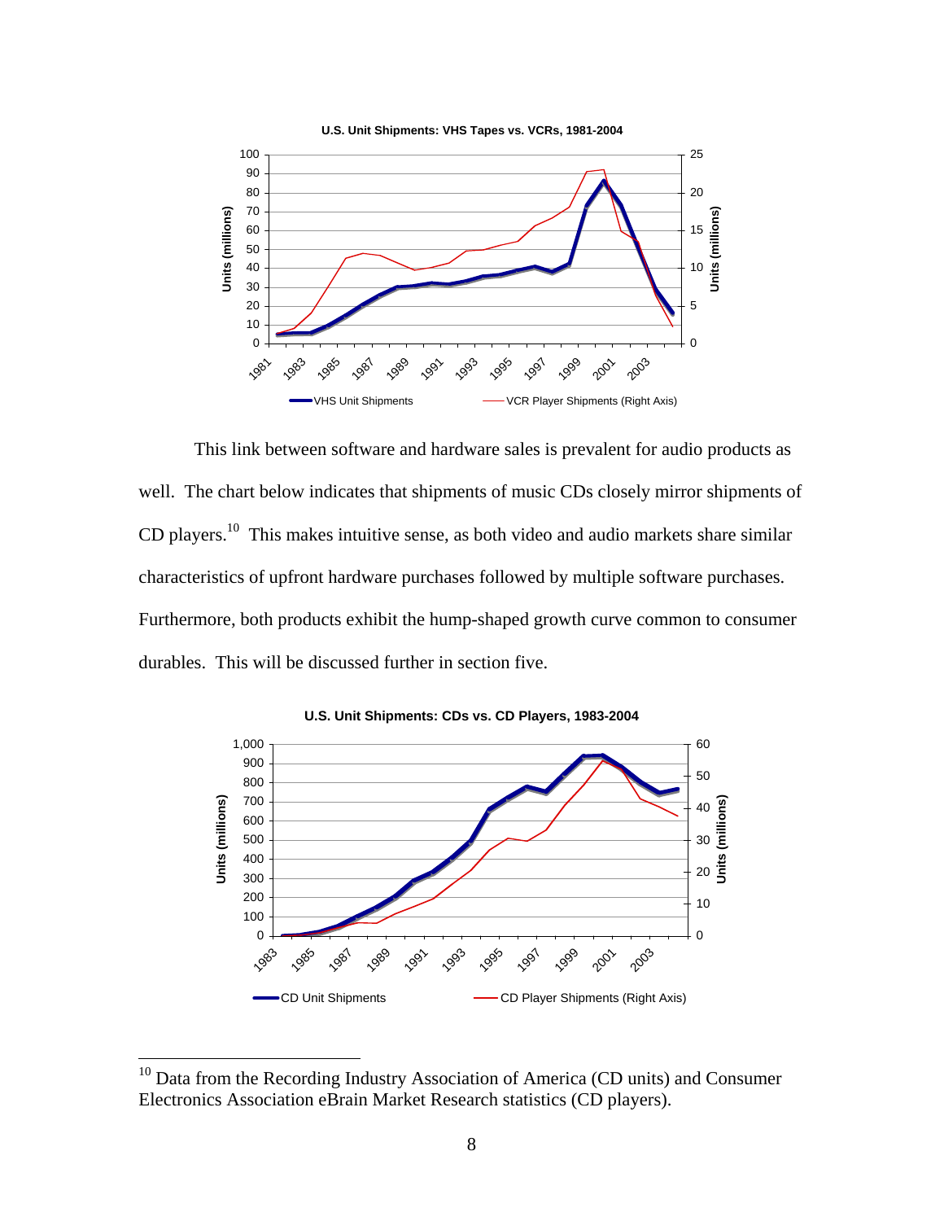U.S. Unit Shipments: VHS Tapes vs. VCRs, 1981-2004

Units (millions)

100
90
80
70
60
50
40
30
20
10
0

Units (millions)

25
20
15
10
5
0

1981
1983
1985
1987
1989
1991
1993
1995
1997
1999
2001
2003

VHS Unit Shipments
VCR Player Shipments (Right Axis)

This link between software and hardware sales is prevalent for audio products as well. The chart below indicates that shipments of music CDs closely mirror shipments of CD players.[10] This makes intuitive sense, as both video and audio markets share similar characteristics of upfront hardware purchases followed by multiple software purchases. Furthermore, both products exhibit the hump-shaped growth curve common to consumer durables. This will be discussed further in section five.

U.S. Unit Shipments: CDs vs. CD Players, 1983-2004

Units (millions)

1,000
900
800
700
600
500
400
300
200
100
0

Units (millions)

60
50
40
30
20
10
0

1983
1985
1987
1989
1991
1993
1995
1997
1999
2001
2003

CD Unit Shipments
CD Player Shipments (Right Axis)

[10] Data from the Recording Industry Association of America (CD units) and Consumer Electronics Association eBrain Market Research statistics (CD players).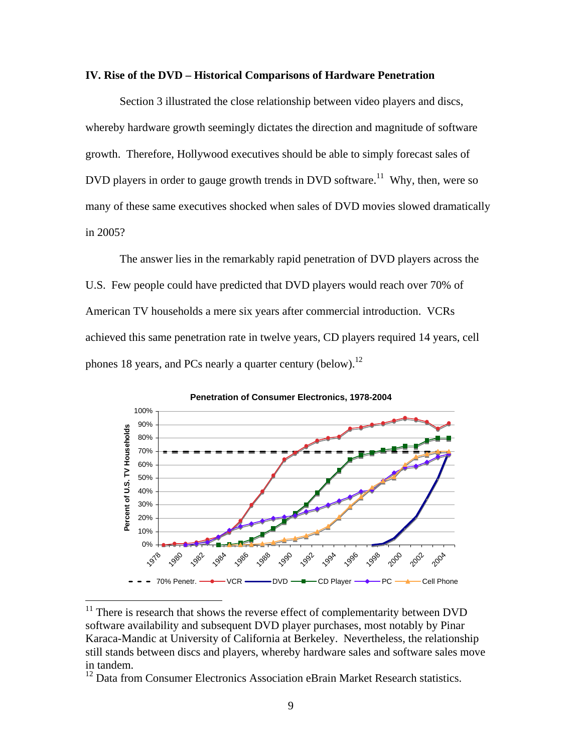### IV. Rise of the DVD – Historical Comparisons of Hardware Penetration

Section 3 illustrated the close relationship between video players and discs, whereby hardware growth seemingly dictates the direction and magnitude of software growth. Therefore, Hollywood executives should be able to simply forecast sales of DVD players in order to gauge growth trends in DVD software.[11] Why, then, were so many of these same executives shocked when sales of DVD movies slowed dramatically in 2005?

The answer lies in the remarkably rapid penetration of DVD players across the U.S. Few people could have predicted that DVD players would reach over 70% of American TV households a mere six years after commercial introduction. VCRs achieved this same penetration rate in twelve years, CD players required 14 years, cell phones 18 years, and PCs nearly a quarter century (below).[12]

Penetration of Consumer Electronics, 1978-2004

Percent of U.S. TV Households

100%
90%
80%
70%
60%
50%
40%
30%
20%
10%
0%

1978 1980 1982 1984 1986 1988 1990 1992 1994 1996 1998 2000 2002 2004

70% Penetr. VCR DVD CD Player PC Cell Phone

---

[11] There is research that shows the reverse effect of complementarity between DVD software availability and subsequent DVD player purchases, most notably by Pinar Karaca-Mandic at University of California at Berkeley. Nevertheless, the relationship still stands between discs and players, whereby hardware sales and software sales move in tandem.

[12] Data from Consumer Electronics Association eBrain Market Research statistics.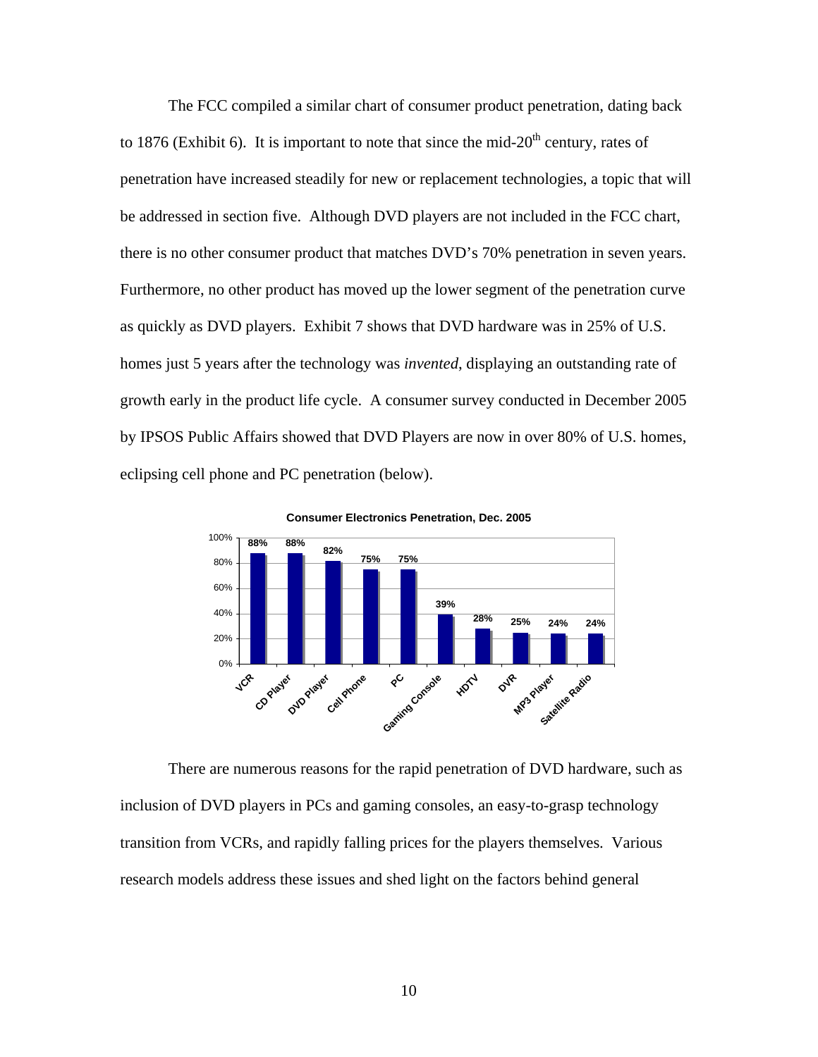The FCC compiled a similar chart of consumer product penetration, dating back to 1876 (Exhibit 6). It is important to note that since the mid-20th century, rates of penetration have increased steadily for new or replacement technologies, a topic that will be addressed in section five. Although DVD players are not included in the FCC chart, there is no other consumer product that matches DVD's 70% penetration in seven years. Furthermore, no other product has moved up the lower segment of the penetration curve as quickly as DVD players. Exhibit 7 shows that DVD hardware was in 25% of U.S. homes just 5 years after the technology was *invented*, displaying an outstanding rate of growth early in the product life cycle. A consumer survey conducted in December 2005 by IPSOS Public Affairs showed that DVD Players are now in over 80% of U.S. homes, eclipsing cell phone and PC penetration (below).

Consumer Electronics Penetration, Dec. 2005

100%
80%
60%
40%
20%
0%

88% 88% 82% 75% 75% 39% 28% 25% 24% 24%

VCR
CD Player
DVD Player
Cell Phone
PC
Gaming Console
HDTV
DVR
MP3 Player
Satellite Radio

There are numerous reasons for the rapid penetration of DVD hardware, such as inclusion of DVD players in PCs and gaming consoles, an easy-to-grasp technology transition from VCRs, and rapidly falling prices for the players themselves. Various research models address these issues and shed light on the factors behind general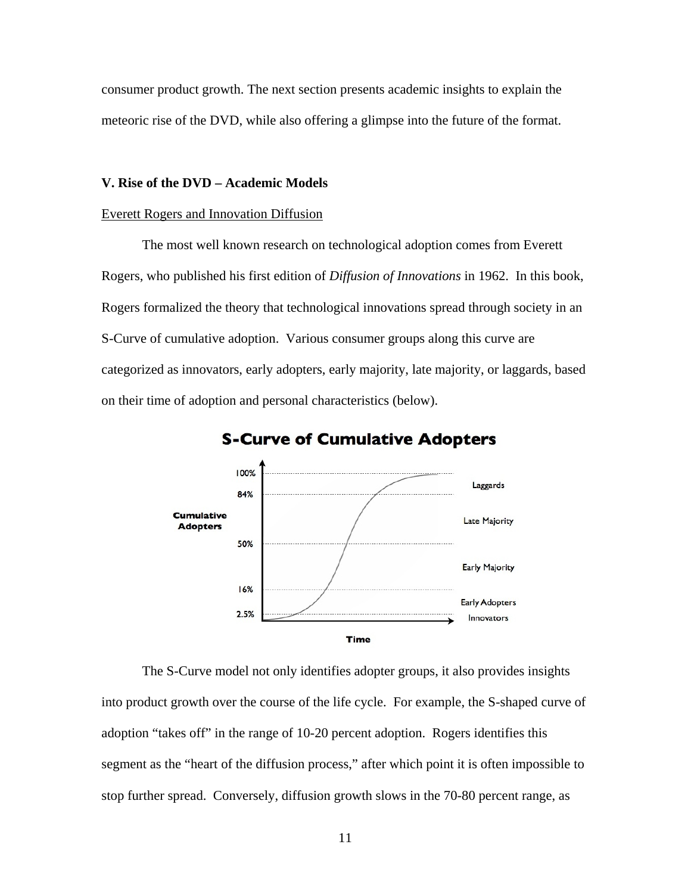consumer product growth. The next section presents academic insights to explain the meteoric rise of the DVD, while also offering a glimpse into the future of the format.

**V. Rise of the DVD – Academic Models**

Everett Rogers and Innovation Diffusion

The most well known research on technological adoption comes from Everett Rogers, who published his first edition of *Diffusion of Innovations* in 1962. In this book, Rogers formalized the theory that technological innovations spread through society in an S-Curve of cumulative adoption. Various consumer groups along this curve are categorized as innovators, early adopters, early majority, late majority, or laggards, based on their time of adoption and personal characteristics (below).

**S-Curve of Cumulative Adopters**

Cumulative Adopters

100%
84%
50%
16%
2.5%

Laggards
Late Majority
Early Majority
Early Adopters
Innovators

Time

The S-Curve model not only identifies adopter groups, it also provides insights into product growth over the course of the life cycle. For example, the S-shaped curve of adoption "takes off" in the range of 10-20 percent adoption. Rogers identifies this segment as the "heart of the diffusion process," after which point it is often impossible to stop further spread. Conversely, diffusion growth slows in the 70-80 percent range, as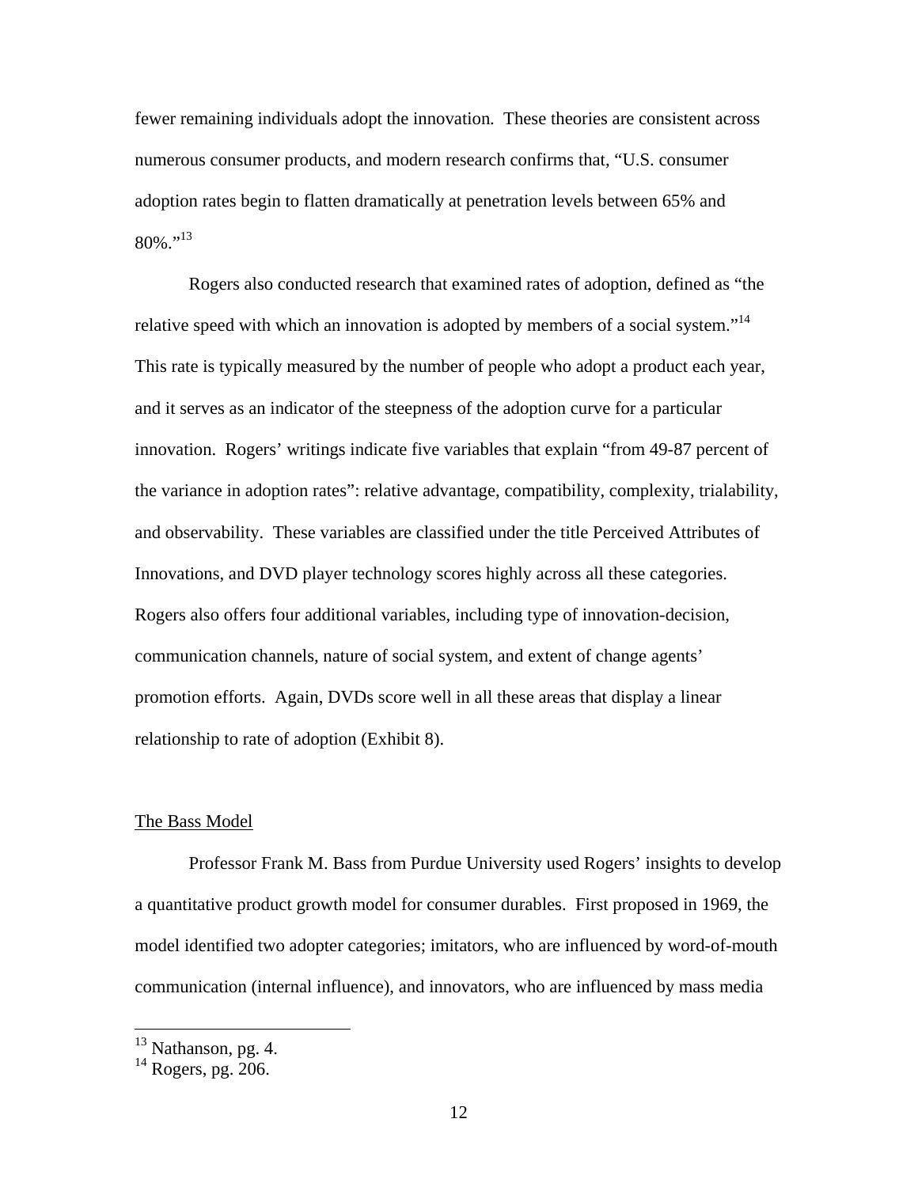fewer remaining individuals adopt the innovation. These theories are consistent across numerous consumer products, and modern research confirms that, "U.S. consumer adoption rates begin to flatten dramatically at penetration levels between 65% and 80%."[13]

Rogers also conducted research that examined rates of adoption, defined as "the relative speed with which an innovation is adopted by members of a social system."[14] This rate is typically measured by the number of people who adopt a product each year, and it serves as an indicator of the steepness of the adoption curve for a particular innovation. Rogers' writings indicate five variables that explain "from 49-87 percent of the variance in adoption rates": relative advantage, compatibility, complexity, trialability, and observability. These variables are classified under the title Perceived Attributes of Innovations, and DVD player technology scores highly across all these categories. Rogers also offers four additional variables, including type of innovation-decision, communication channels, nature of social system, and extent of change agents' promotion efforts. Again, DVDs score well in all these areas that display a linear relationship to rate of adoption (Exhibit 8).

## The Bass Model

Professor Frank M. Bass from Purdue University used Rogers' insights to develop a quantitative product growth model for consumer durables. First proposed in 1969, the model identified two adopter categories; imitators, who are influenced by word-of-mouth communication (internal influence), and innovators, who are influenced by mass media

---

[13] Nathanson, pg. 4.

[14] Rogers, pg. 206.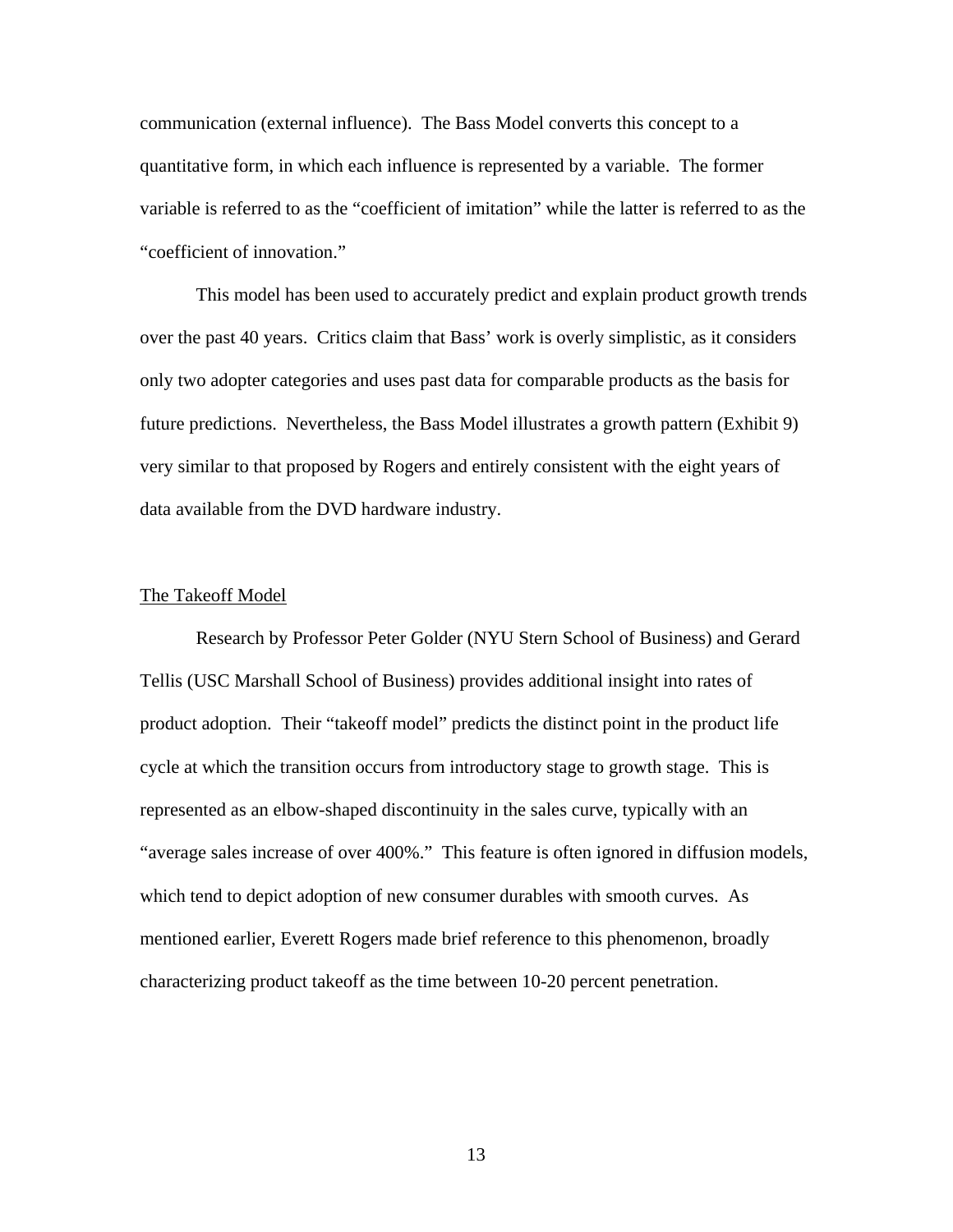communication (external influence). The Bass Model converts this concept to a quantitative form, in which each influence is represented by a variable. The former variable is referred to as the "coefficient of imitation" while the latter is referred to as the "coefficient of innovation."

This model has been used to accurately predict and explain product growth trends over the past 40 years. Critics claim that Bass' work is overly simplistic, as it considers only two adopter categories and uses past data for comparable products as the basis for future predictions. Nevertheless, the Bass Model illustrates a growth pattern (Exhibit 9) very similar to that proposed by Rogers and entirely consistent with the eight years of data available from the DVD hardware industry.

## The Takeoff Model

Research by Professor Peter Golder (NYU Stern School of Business) and Gerard Tellis (USC Marshall School of Business) provides additional insight into rates of product adoption. Their "takeoff model" predicts the distinct point in the product life cycle at which the transition occurs from introductory stage to growth stage. This is represented as an elbow-shaped discontinuity in the sales curve, typically with an "average sales increase of over 400%." This feature is often ignored in diffusion models, which tend to depict adoption of new consumer durables with smooth curves. As mentioned earlier, Everett Rogers made brief reference to this phenomenon, broadly characterizing product takeoff as the time between 10-20 percent penetration.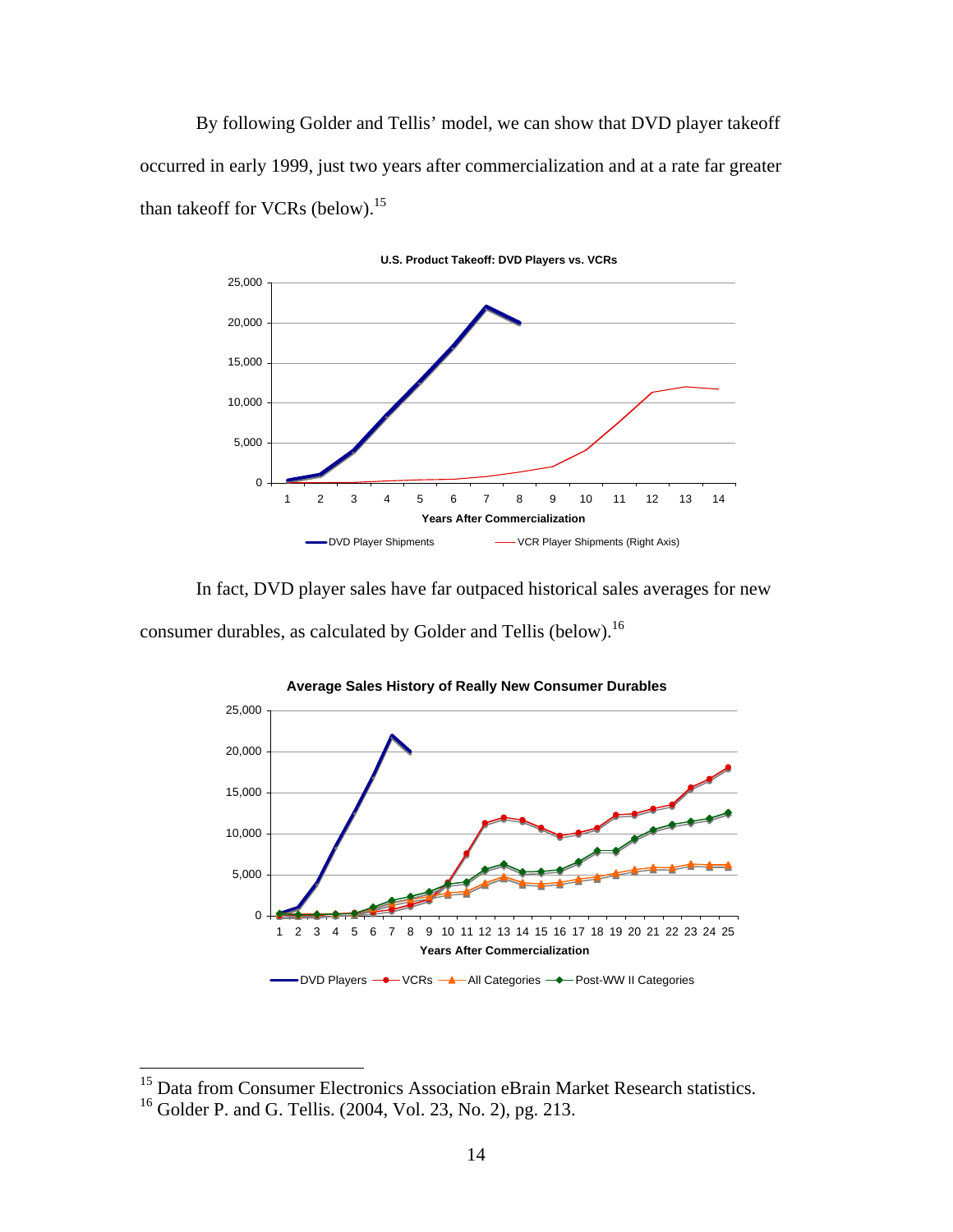By following Golder and Tellis' model, we can show that DVD player takeoff occurred in early 1999, just two years after commercialization and at a rate far greater than takeoff for VCRs (below).[15]

**U.S. Product Takeoff: DVD Players vs. VCRs**

25,000
20,000
15,000
10,000
5,000
0

1 2 3 4 5 6 7 8 9 10 11 12 13 14

Years After Commercialization

DVD Player Shipments — VCR Player Shipments (Right Axis)

In fact, DVD player sales have far outpaced historical sales averages for new consumer durables, as calculated by Golder and Tellis (below).[16]

**Average Sales History of Really New Consumer Durables**

25,000
20,000
15,000
10,000
5,000
0

1 2 3 4 5 6 7 8 9 10 11 12 13 14 15 16 17 18 19 20 21 22 23 24 25

Years After Commercialization

DVD Players — VCRs — All Categories — Post-WW II Categories

[15] Data from Consumer Electronics Association eBrain Market Research statistics.

[16] Golder P. and G. Tellis. (2004, Vol. 23, No. 2), pg. 213.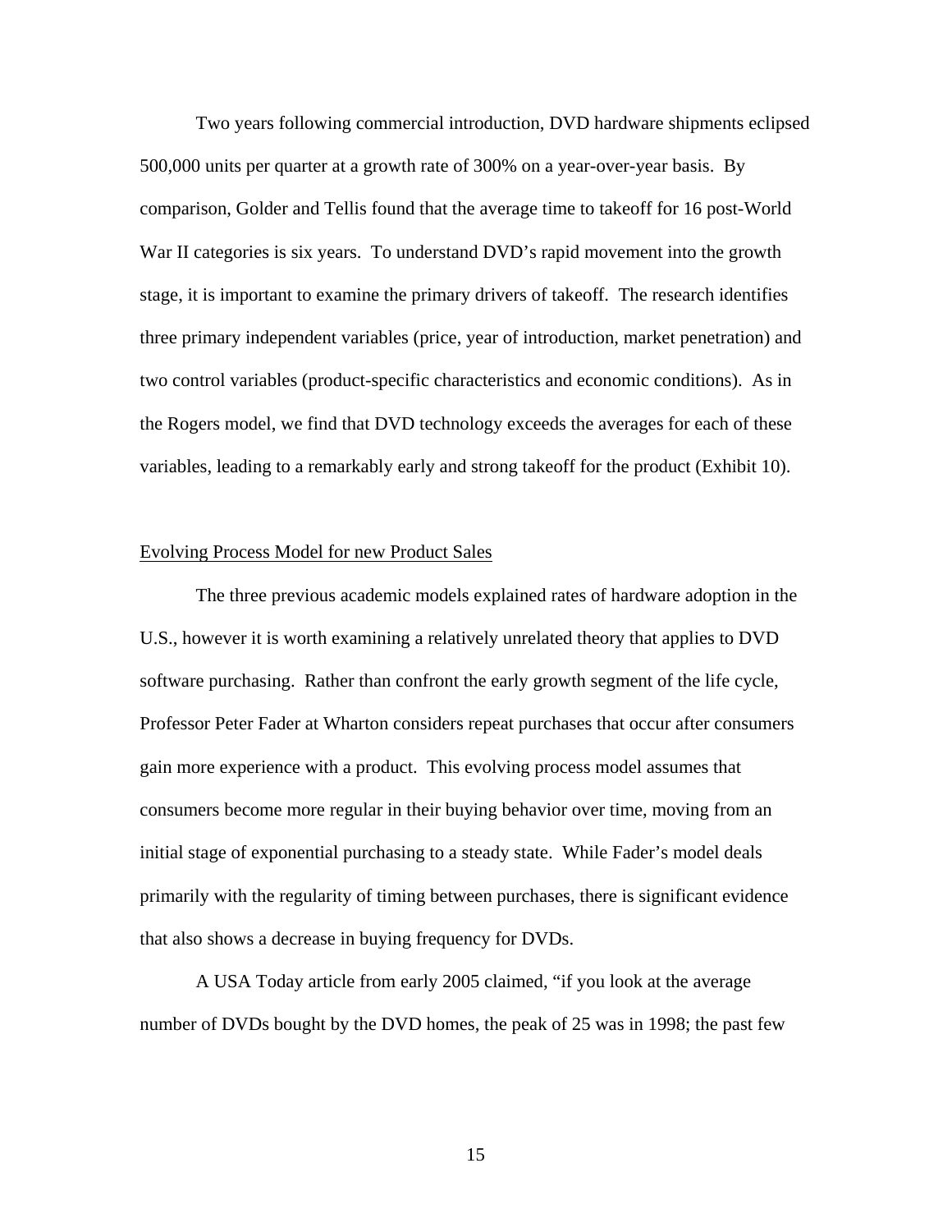Two years following commercial introduction, DVD hardware shipments eclipsed 500,000 units per quarter at a growth rate of 300% on a year-over-year basis. By comparison, Golder and Tellis found that the average time to takeoff for 16 post-World War II categories is six years. To understand DVD's rapid movement into the growth stage, it is important to examine the primary drivers of takeoff. The research identifies three primary independent variables (price, year of introduction, market penetration) and two control variables (product-specific characteristics and economic conditions). As in the Rogers model, we find that DVD technology exceeds the averages for each of these variables, leading to a remarkably early and strong takeoff for the product (Exhibit 10).

<u>Evolving Process Model for new Product Sales</u>

The three previous academic models explained rates of hardware adoption in the U.S., however it is worth examining a relatively unrelated theory that applies to DVD software purchasing. Rather than confront the early growth segment of the life cycle, Professor Peter Fader at Wharton considers repeat purchases that occur after consumers gain more experience with a product. This evolving process model assumes that consumers become more regular in their buying behavior over time, moving from an initial stage of exponential purchasing to a steady state. While Fader's model deals primarily with the regularity of timing between purchases, there is significant evidence that also shows a decrease in buying frequency for DVDs.

A USA Today article from early 2005 claimed, "if you look at the average number of DVDs bought by the DVD homes, the peak of 25 was in 1998; the past few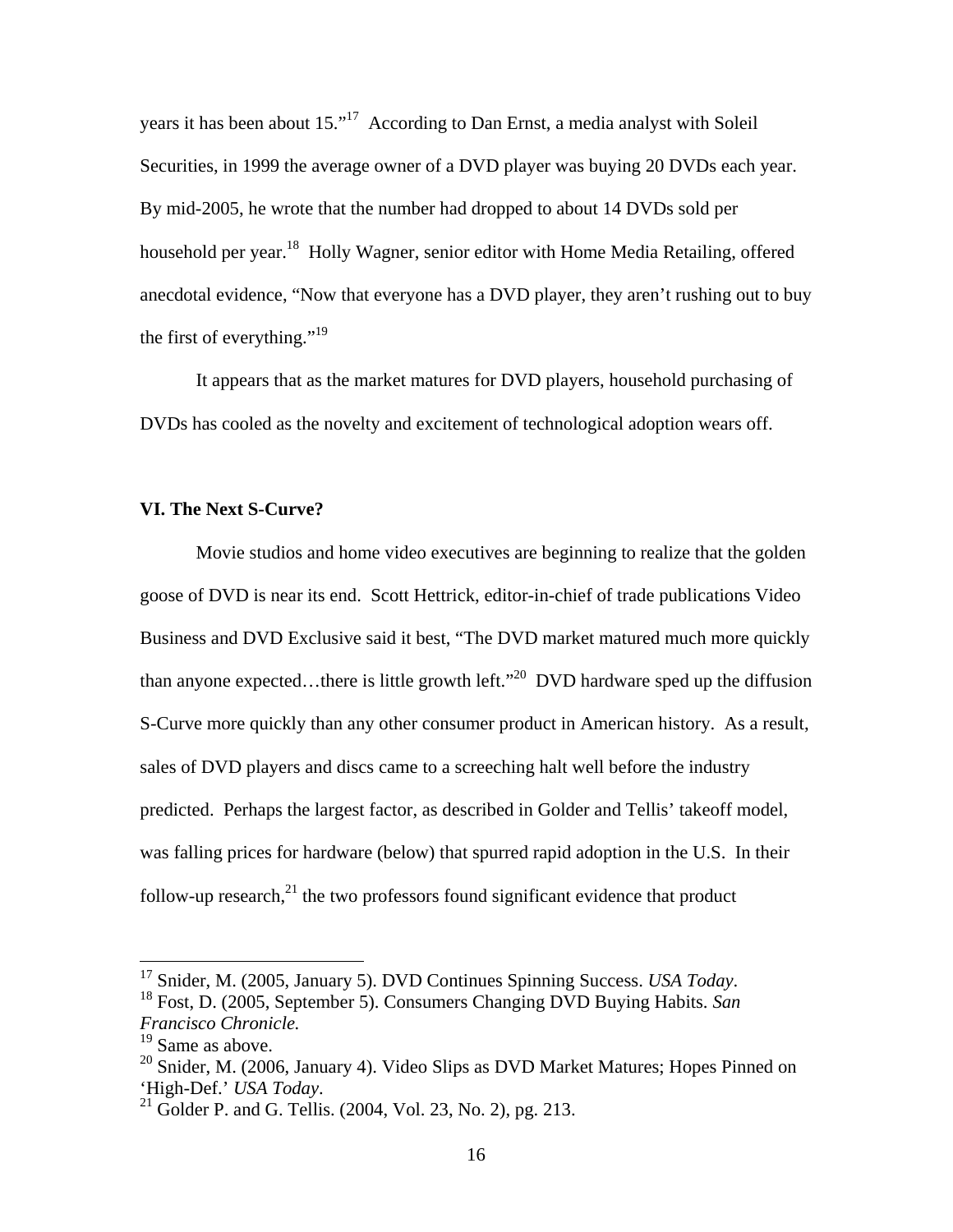years it has been about 15."[17] According to Dan Ernst, a media analyst with Soleil Securities, in 1999 the average owner of a DVD player was buying 20 DVDs each year. By mid-2005, he wrote that the number had dropped to about 14 DVDs sold per household per year.[18] Holly Wagner, senior editor with Home Media Retailing, offered anecdotal evidence, "Now that everyone has a DVD player, they aren't rushing out to buy the first of everything."[19]

It appears that as the market matures for DVD players, household purchasing of DVDs has cooled as the novelty and excitement of technological adoption wears off.

## VI. The Next S-Curve?

Movie studios and home video executives are beginning to realize that the golden goose of DVD is near its end. Scott Hettrick, editor-in-chief of trade publications Video Business and DVD Exclusive said it best, "The DVD market matured much more quickly than anyone expected…there is little growth left."[20] DVD hardware sped up the diffusion S-Curve more quickly than any other consumer product in American history. As a result, sales of DVD players and discs came to a screeching halt well before the industry predicted. Perhaps the largest factor, as described in Golder and Tellis' takeoff model, was falling prices for hardware (below) that spurred rapid adoption in the U.S. In their follow-up research,[21] the two professors found significant evidence that product

---

[17] Snider, M. (2005, January 5). DVD Continues Spinning Success. *USA Today*.

[18] Fost, D. (2005, September 5). Consumers Changing DVD Buying Habits. *San Francisco Chronicle.*

[19] Same as above.

[20] Snider, M. (2006, January 4). Video Slips as DVD Market Matures; Hopes Pinned on 'High-Def.' *USA Today*.

[21] Golder P. and G. Tellis. (2004, Vol. 23, No. 2), pg. 213.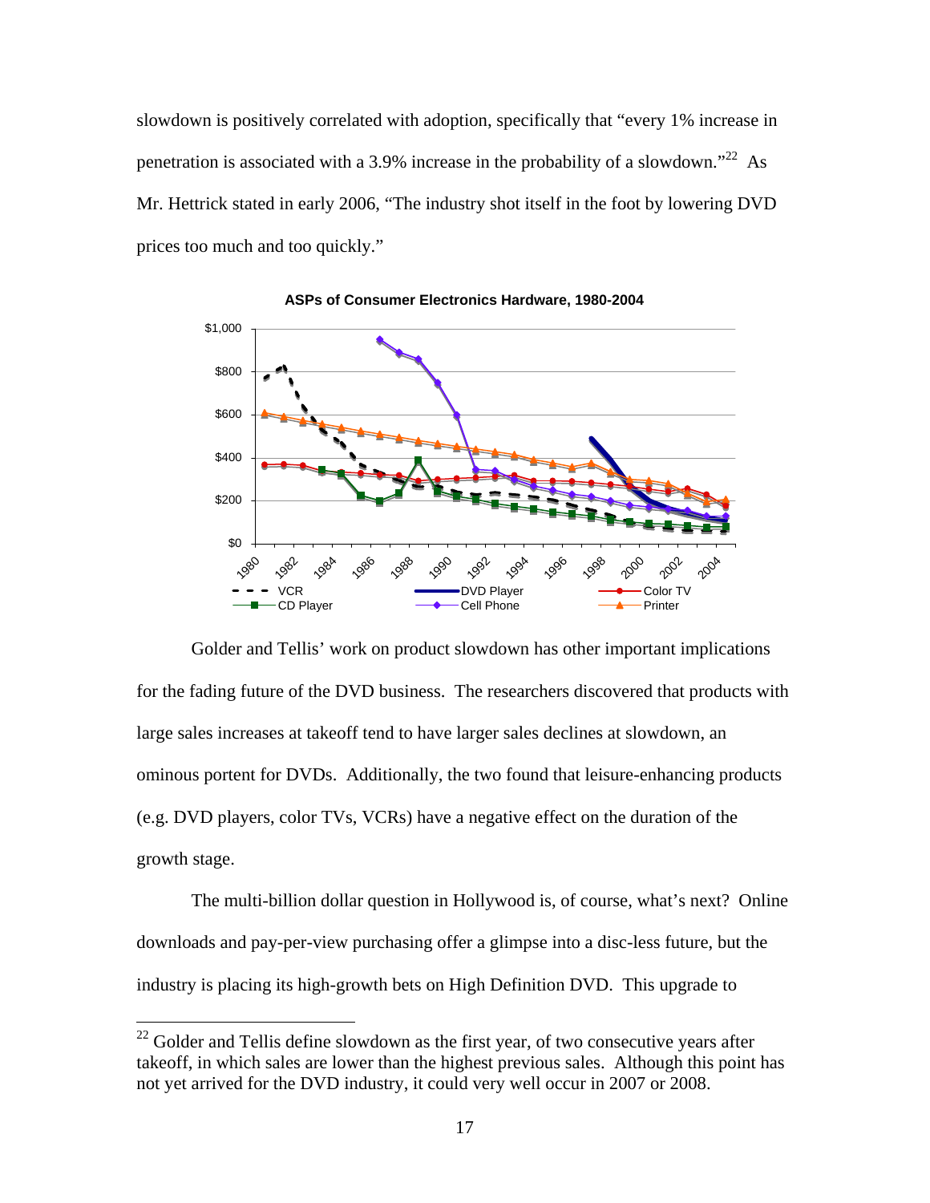slowdown is positively correlated with adoption, specifically that "every 1% increase in penetration is associated with a 3.9% increase in the probability of a slowdown."[22] As Mr. Hettrick stated in early 2006, "The industry shot itself in the foot by lowering DVD prices too much and too quickly."

**ASPs of Consumer Electronics Hardware, 1980-2004**

$1,000
$800
$600
$400
$200
$0

1980 1982 1984 1986 1988 1990 1992 1994 1996 1998 2000 2002 2004

VCR
DVD Player
Color TV
CD Player
Cell Phone
Printer

Golder and Tellis' work on product slowdown has other important implications for the fading future of the DVD business. The researchers discovered that products with large sales increases at takeoff tend to have larger sales declines at slowdown, an ominous portent for DVDs. Additionally, the two found that leisure-enhancing products (e.g. DVD players, color TVs, VCRs) have a negative effect on the duration of the growth stage.

The multi-billion dollar question in Hollywood is, of course, what's next? Online downloads and pay-per-view purchasing offer a glimpse into a disc-less future, but the industry is placing its high-growth bets on High Definition DVD. This upgrade to

[22] Golder and Tellis define slowdown as the first year, of two consecutive years after takeoff, in which sales are lower than the highest previous sales. Although this point has not yet arrived for the DVD industry, it could very well occur in 2007 or 2008.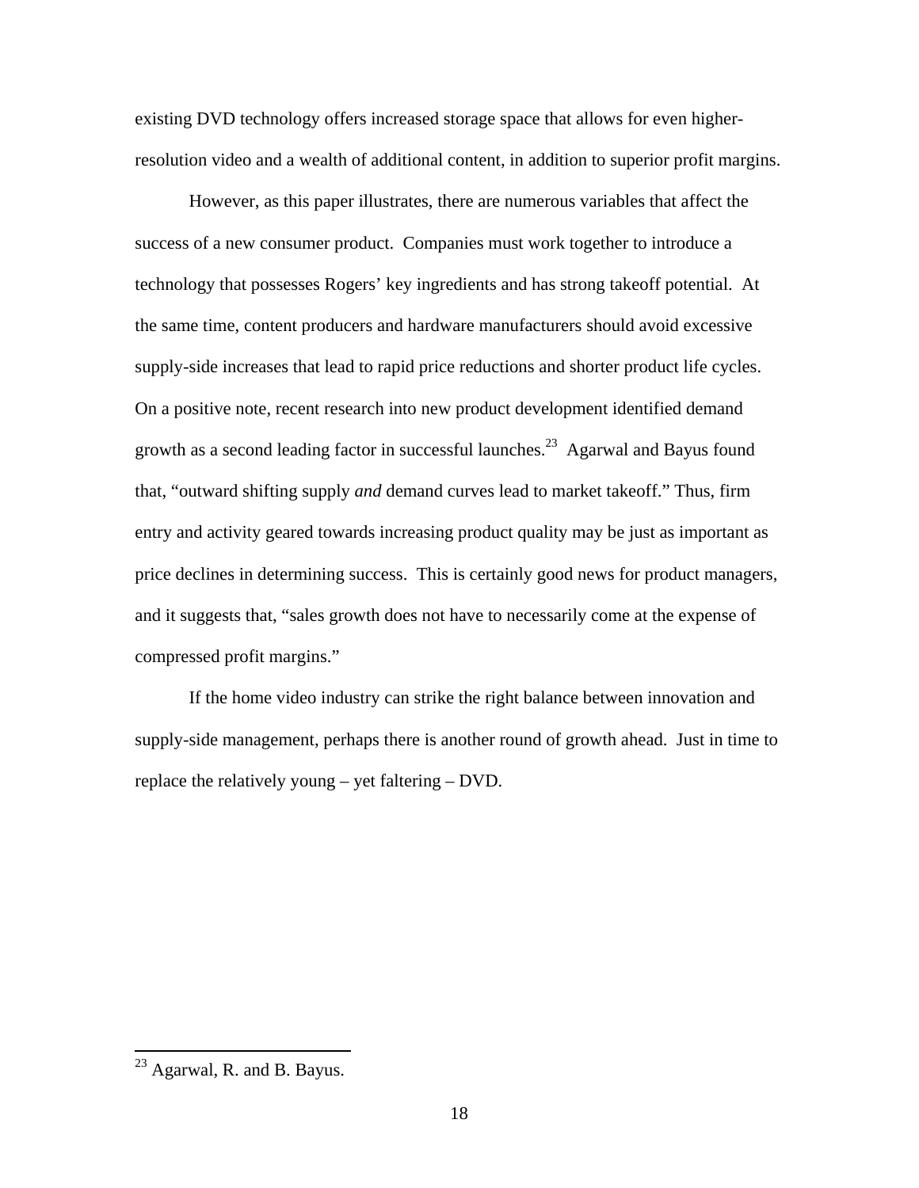existing DVD technology offers increased storage space that allows for even higher-resolution video and a wealth of additional content, in addition to superior profit margins.

However, as this paper illustrates, there are numerous variables that affect the success of a new consumer product. Companies must work together to introduce a technology that possesses Rogers' key ingredients and has strong takeoff potential. At the same time, content producers and hardware manufacturers should avoid excessive supply-side increases that lead to rapid price reductions and shorter product life cycles. On a positive note, recent research into new product development identified demand growth as a second leading factor in successful launches.[23] Agarwal and Bayus found that, "outward shifting supply *and* demand curves lead to market takeoff." Thus, firm entry and activity geared towards increasing product quality may be just as important as price declines in determining success. This is certainly good news for product managers, and it suggests that, "sales growth does not have to necessarily come at the expense of compressed profit margins."

If the home video industry can strike the right balance between innovation and supply-side management, perhaps there is another round of growth ahead. Just in time to replace the relatively young – yet faltering – DVD.

---

[23] Agarwal, R. and B. Bayus.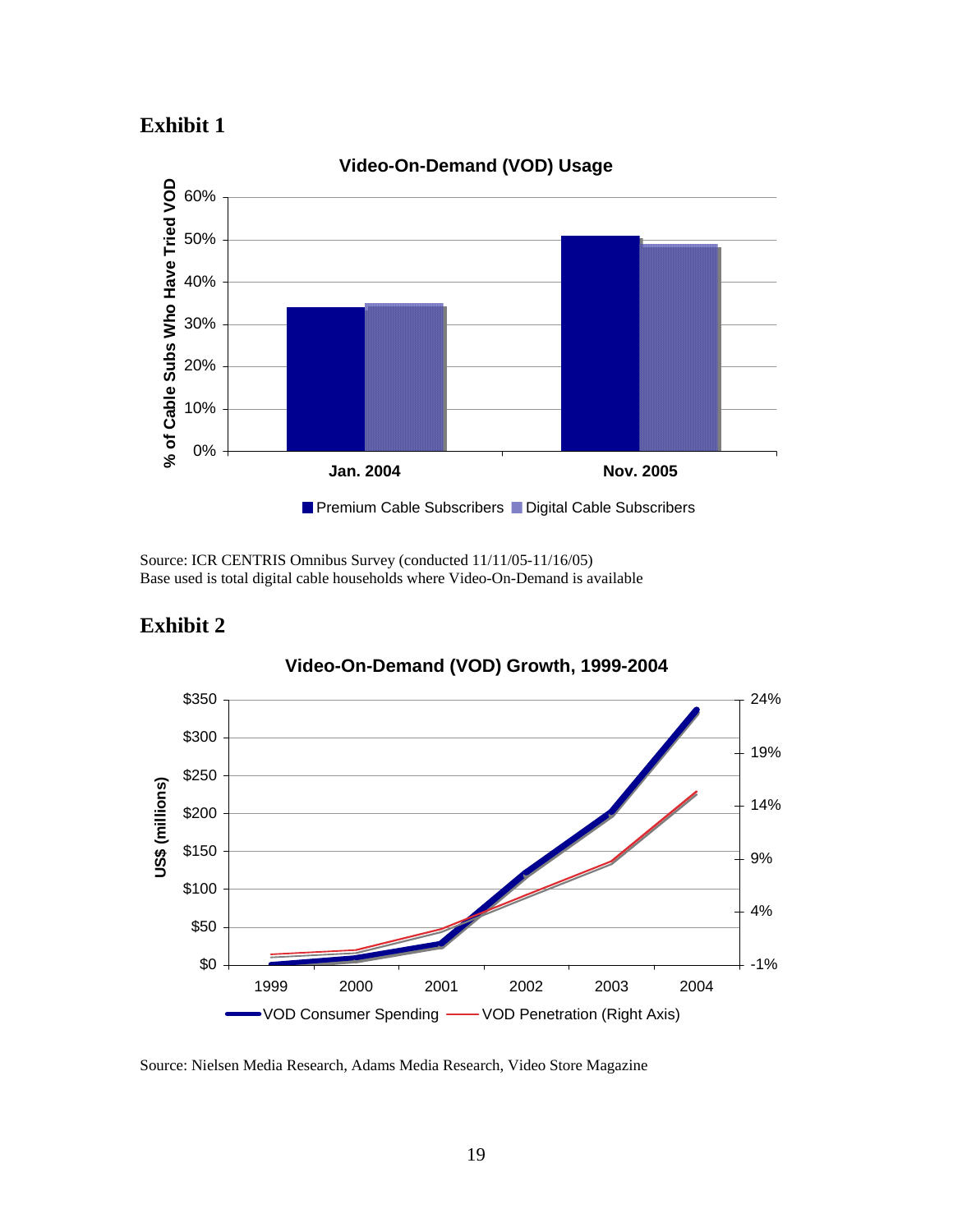## Exhibit 1

**Video-On-Demand (VOD) Usage**

% of Cable Subs Who Have Tried VOD

60%
50%
40%
30%
20%
10%
0%

Jan. 2004
Nov. 2005

Premium Cable Subscribers
Digital Cable Subscribers

Source: ICR CENTRIS Omnibus Survey (conducted 11/11/05-11/16/05)
Base used is total digital cable households where Video-On-Demand is available

## Exhibit 2

**Video-On-Demand (VOD) Growth, 1999-2004**

US$ (millions)

$350
$300
$250
$200
$150
$100
$50
$0

24%
19%
14%
9%
4%
-1%

1999
2000
2001
2002
2003
2004

VOD Consumer Spending
VOD Penetration (Right Axis)

Source: Nielsen Media Research, Adams Media Research, Video Store Magazine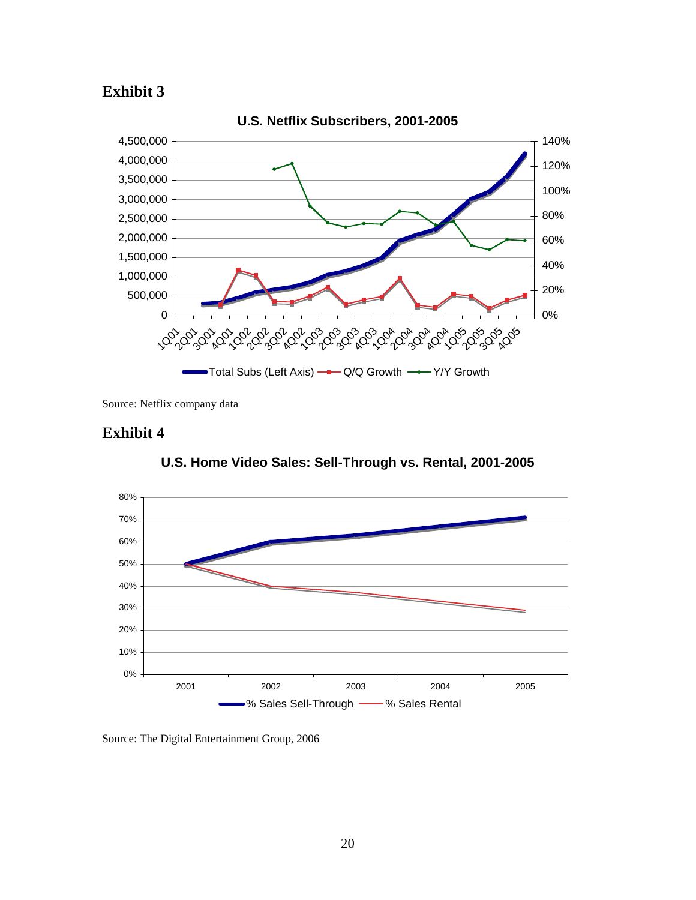## Exhibit 3

U.S. Netflix Subscribers, 2001-2005

4,500,000
4,000,000
3,500,000
3,000,000
2,500,000
2,000,000
1,500,000
1,000,000
500,000
0

140%
120%
100%
80%
60%
40%
20%
0%

1Q01 2Q01 3Q01 4Q01 1Q02 2Q02 3Q02 4Q02 1Q03 2Q03 3Q03 4Q03 1Q04 2Q04 3Q04 4Q04 1Q05 2Q05 3Q05 4Q05

Total Subs (Left Axis) — Q/Q Growth — Y/Y Growth

Source: Netflix company data

## Exhibit 4

U.S. Home Video Sales: Sell-Through vs. Rental, 2001-2005

80%
70%
60%
50%
40%
30%
20%
10%
0%

2001 2002 2003 2004 2005

% Sales Sell-Through — % Sales Rental

Source: The Digital Entertainment Group, 2006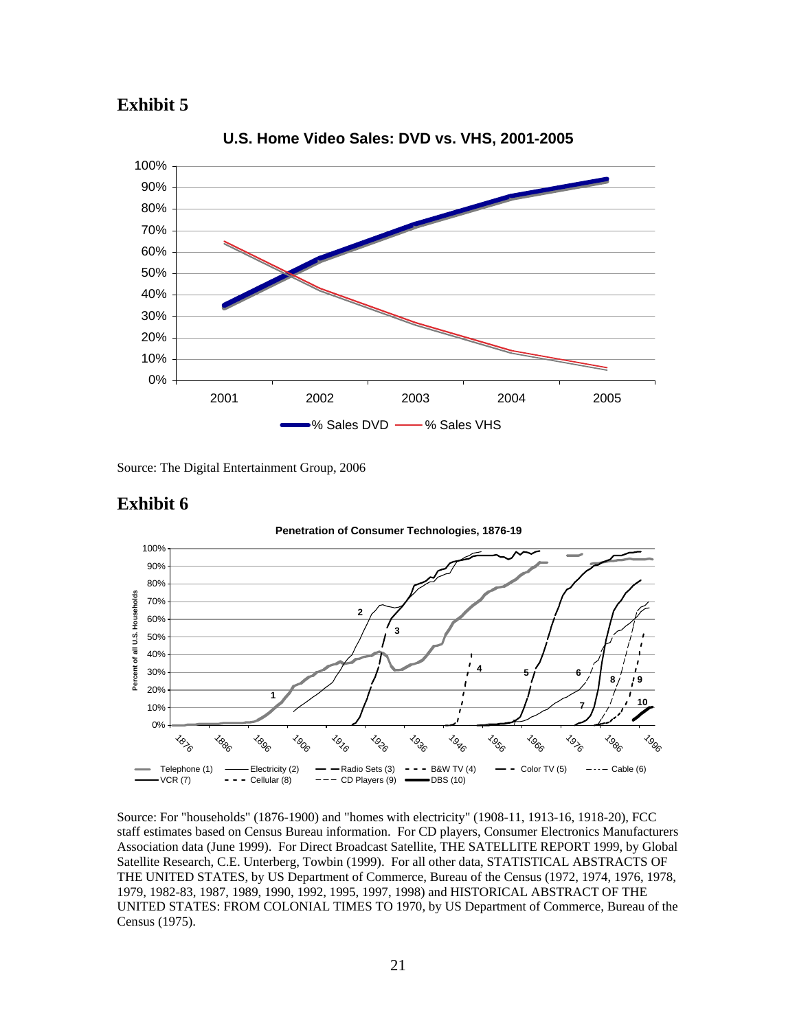## Exhibit 5

**U.S. Home Video Sales: DVD vs. VHS, 2001-2005**

Source: The Digital Entertainment Group, 2006

## Exhibit 6

**Penetration of Consumer Technologies, 1876-19**

Source: For "households" (1876-1900) and "homes with electricity" (1908-11, 1913-16, 1918-20), FCC staff estimates based on Census Bureau information. For CD players, Consumer Electronics Manufacturers Association data (June 1999). For Direct Broadcast Satellite, THE SATELLITE REPORT 1999, by Global Satellite Research, C.E. Unterberg, Towbin (1999). For all other data, STATISTICAL ABSTRACTS OF THE UNITED STATES, by US Department of Commerce, Bureau of the Census (1972, 1974, 1976, 1978, 1979, 1982-83, 1987, 1989, 1990, 1992, 1995, 1997, 1998) and HISTORICAL ABSTRACT OF THE UNITED STATES: FROM COLONIAL TIMES TO 1970, by US Department of Commerce, Bureau of the Census (1975).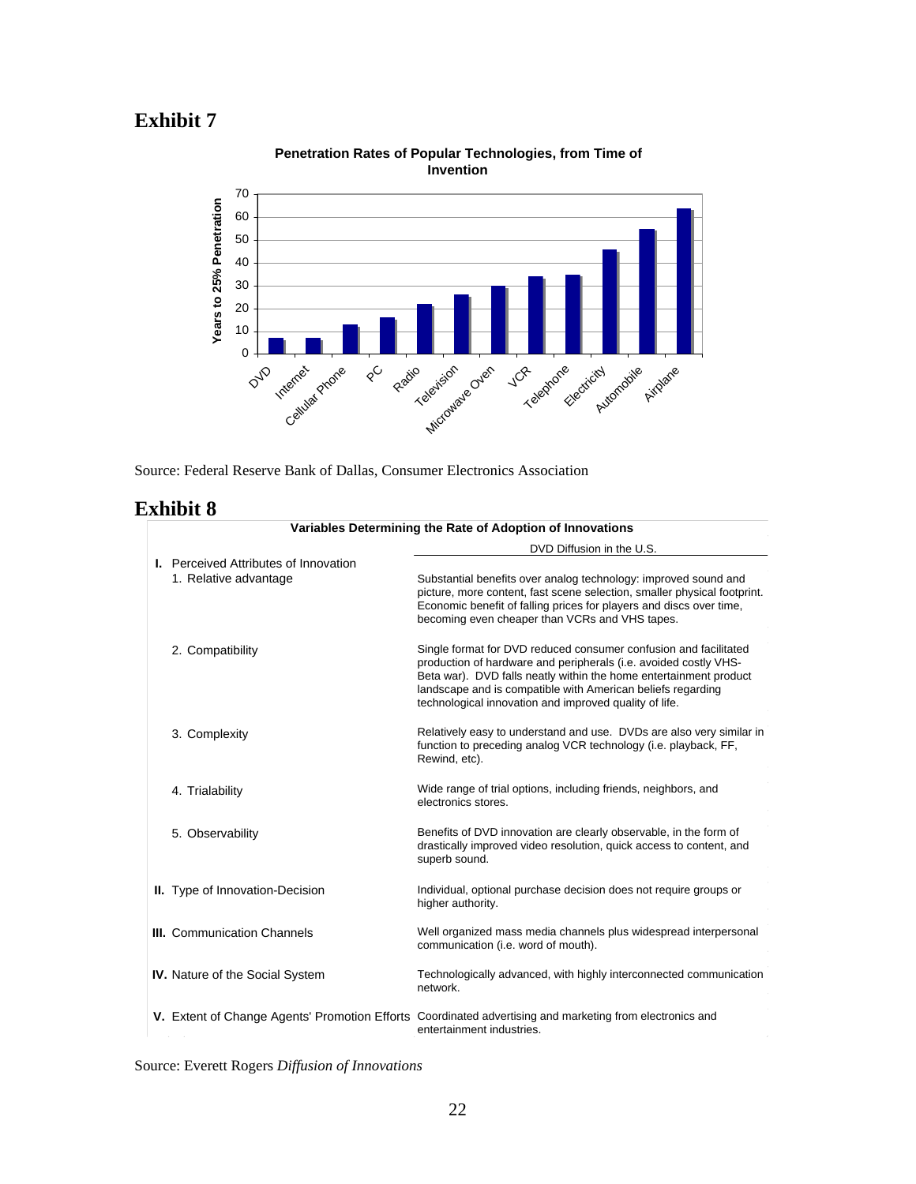## Exhibit 7

**Penetration Rates of Popular Technologies, from Time of Invention**

Years to 25% Penetration

70
60
50
40
30
20
10
0

DVD
Internet
Cellular Phone
PC
Radio
Television
Microwave Oven
VCR
Telephone
Electricity
Automobile
Airplane

Source: Federal Reserve Bank of Dallas, Consumer Electronics Association

## Exhibit 8

**Variables Determining the Rate of Adoption of Innovations**

| | DVD Diffusion in the U.S. |
|---|---|
| **I.** Perceived Attributes of Innovation | |
| 1. Relative advantage | Substantial benefits over analog technology: improved sound and picture, more content, fast scene selection, smaller physical footprint. Economic benefit of falling prices for players and discs over time, becoming even cheaper than VCRs and VHS tapes. |
| 2. Compatibility | Single format for DVD reduced consumer confusion and facilitated production of hardware and peripherals (i.e. avoided costly VHS-Beta war). DVD falls neatly within the home entertainment product landscape and is compatible with American beliefs regarding technological innovation and improved quality of life. |
| 3. Complexity | Relatively easy to understand and use. DVDs are also very similar in function to preceding analog VCR technology (i.e. playback, FF, Rewind, etc). |
| 4. Trialability | Wide range of trial options, including friends, neighbors, and electronics stores. |
| 5. Observability | Benefits of DVD innovation are clearly observable, in the form of drastically improved video resolution, quick access to content, and superb sound. |
| **II.** Type of Innovation-Decision | Individual, optional purchase decision does not require groups or higher authority. |
| **III.** Communication Channels | Well organized mass media channels plus widespread interpersonal communication (i.e. word of mouth). |
| **IV.** Nature of the Social System | Technologically advanced, with highly interconnected communication network. |
| **V.** Extent of Change Agents' Promotion Efforts | Coordinated advertising and marketing from electronics and entertainment industries. |

Source: Everett Rogers *Diffusion of Innovations*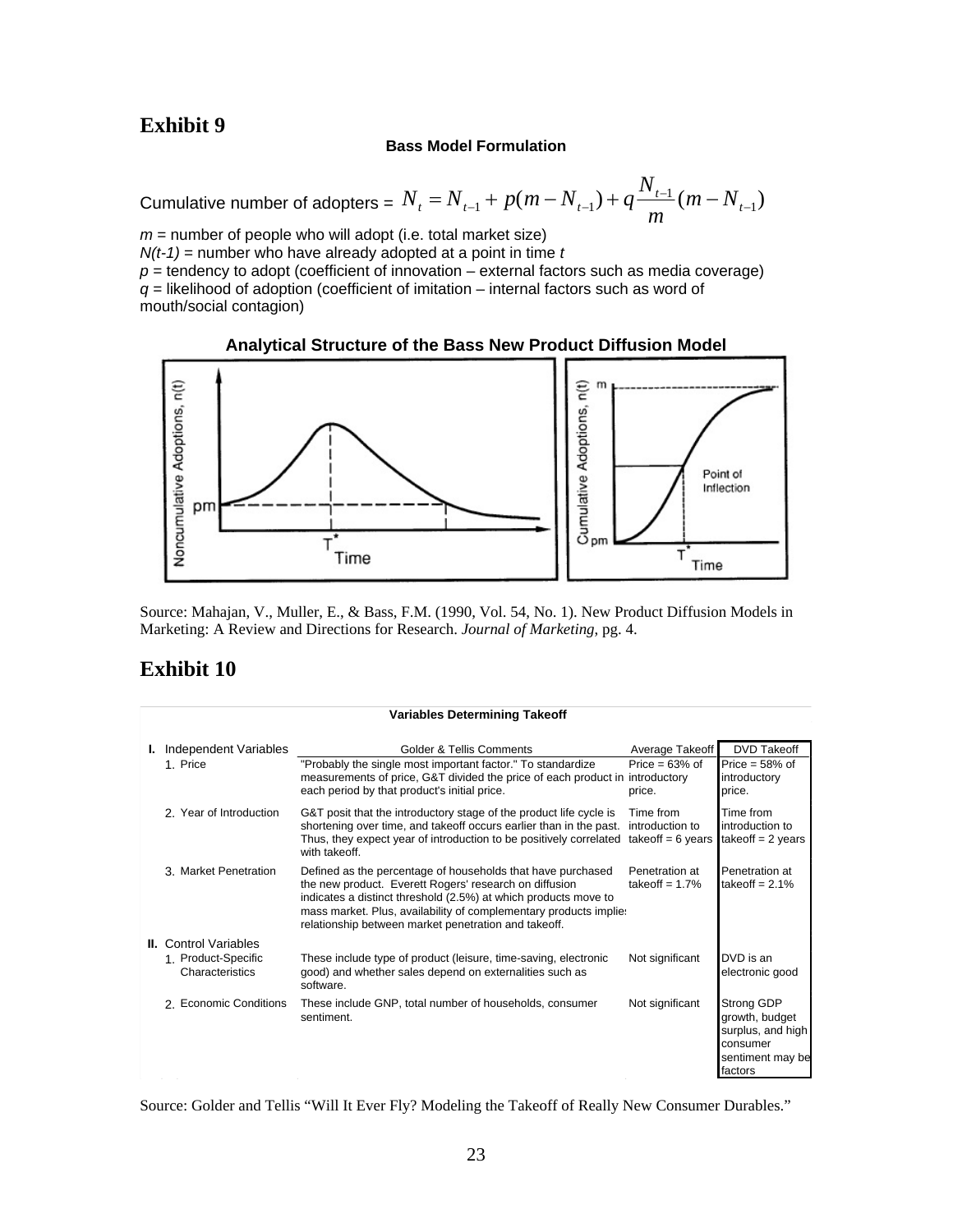## Exhibit 9

**Bass Model Formulation**

Cumulative number of adopters = $N_t = N_{t-1} + p(m - N_{t-1}) + q\frac{N_{t-1}}{m}(m - N_{t-1})$

$m$ = number of people who will adopt (i.e. total market size)
$N(t-1)$ = number who have already adopted at a point in time $t$
$p$ = tendency to adopt (coefficient of innovation – external factors such as media coverage)
$q$ = likelihood of adoption (coefficient of imitation – internal factors such as word of mouth/social contagion)

**Analytical Structure of the Bass New Product Diffusion Model**

Noncumulative Adoptions, n(t)
pm
T*
Time

Cumulative Adoptions, n(t)
m
Point of Inflection
pm
T*
Time

Source: Mahajan, V., Muller, E., & Bass, F.M. (1990, Vol. 54, No. 1). New Product Diffusion Models in Marketing: A Review and Directions for Research. *Journal of Marketing*, pg. 4.

## Exhibit 10

**Variables Determining Takeoff**

| | Golder & Tellis Comments | Average Takeoff | DVD Takeoff |
|---|---|---|---|
| **I.** Independent Variables | | | |
| 1. Price | "Probably the single most important factor." To standardize measurements of price, G&T divided the price of each product in each period by that product's initial price. | Price = 63% of introductory price. | Price = 58% of introductory price. |
| 2. Year of Introduction | G&T posit that the introductory stage of the product life cycle is shortening over time, and takeoff occurs earlier than in the past. Thus, they expect year of introduction to be positively correlated with takeoff. | Time from introduction to takeoff = 6 years | Time from introduction to takeoff = 2 years |
| 3. Market Penetration | Defined as the percentage of households that have purchased the new product. Everett Rogers' research on diffusion indicates a distinct threshold (2.5%) at which products move to mass market. Plus, availability of complementary products implies relationship between market penetration and takeoff. | Penetration at takeoff = 1.7% | Penetration at takeoff = 2.1% |
| **II.** Control Variables | | | |
| 1. Product-Specific Characteristics | These include type of product (leisure, time-saving, electronic good) and whether sales depend on externalities such as software. | Not significant | DVD is an electronic good |
| 2. Economic Conditions | These include GNP, total number of households, consumer sentiment. | Not significant | Strong GDP growth, budget surplus, and high consumer sentiment may be factors |

Source: Golder and Tellis "Will It Ever Fly? Modeling the Takeoff of Really New Consumer Durables."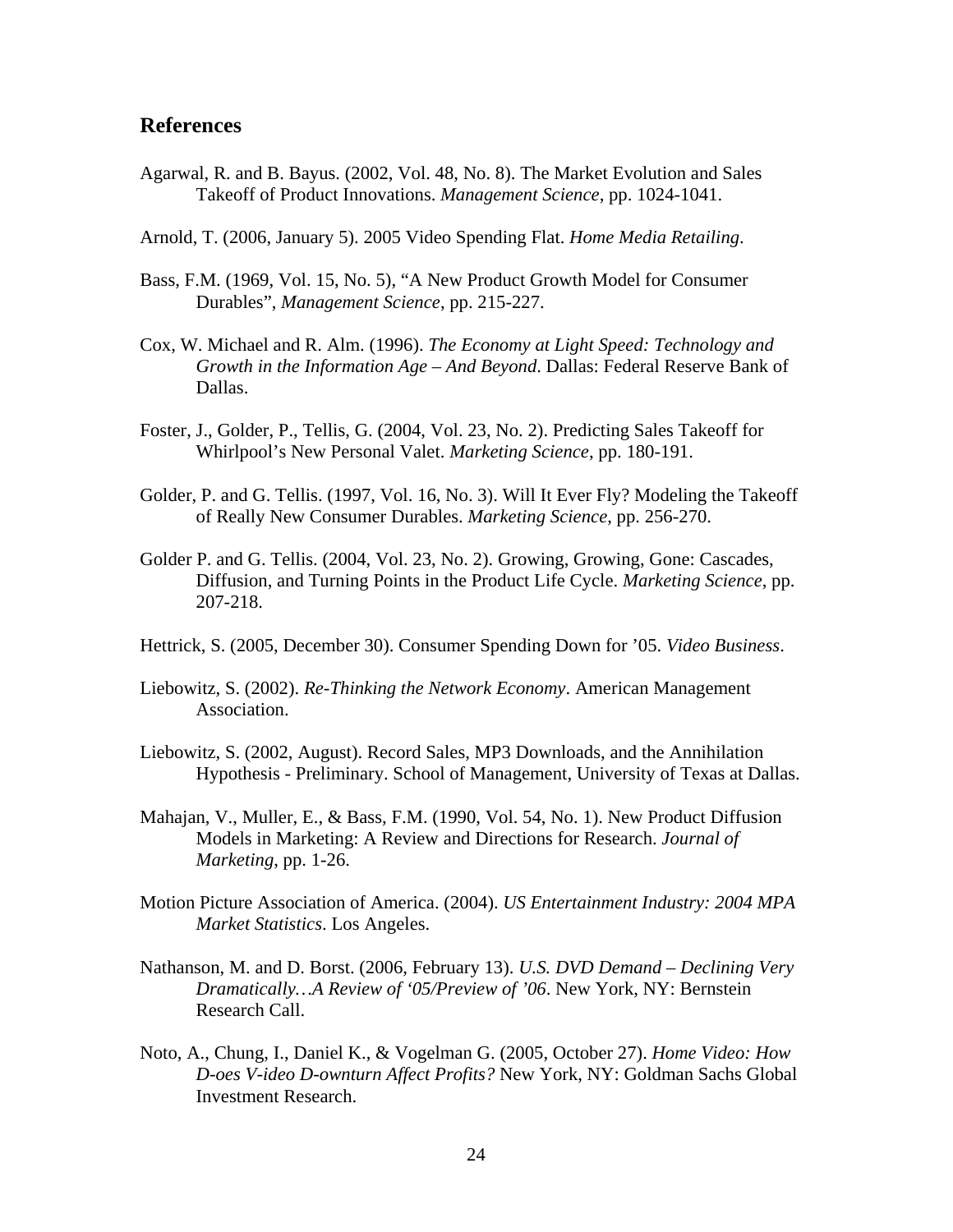## References

Agarwal, R. and B. Bayus. (2002, Vol. 48, No. 8). The Market Evolution and Sales Takeoff of Product Innovations. *Management Science*, pp. 1024-1041.

Arnold, T. (2006, January 5). 2005 Video Spending Flat. *Home Media Retailing*.

Bass, F.M. (1969, Vol. 15, No. 5), "A New Product Growth Model for Consumer Durables", *Management Science*, pp. 215-227.

Cox, W. Michael and R. Alm. (1996). *The Economy at Light Speed: Technology and Growth in the Information Age – And Beyond*. Dallas: Federal Reserve Bank of Dallas.

Foster, J., Golder, P., Tellis, G. (2004, Vol. 23, No. 2). Predicting Sales Takeoff for Whirlpool's New Personal Valet. *Marketing Science*, pp. 180-191.

Golder, P. and G. Tellis. (1997, Vol. 16, No. 3). Will It Ever Fly? Modeling the Takeoff of Really New Consumer Durables. *Marketing Science*, pp. 256-270.

Golder P. and G. Tellis. (2004, Vol. 23, No. 2). Growing, Growing, Gone: Cascades, Diffusion, and Turning Points in the Product Life Cycle. *Marketing Science*, pp. 207-218.

Hettrick, S. (2005, December 30). Consumer Spending Down for '05. *Video Business*.

Liebowitz, S. (2002). *Re-Thinking the Network Economy*. American Management Association.

Liebowitz, S. (2002, August). Record Sales, MP3 Downloads, and the Annihilation Hypothesis - Preliminary. School of Management, University of Texas at Dallas.

Mahajan, V., Muller, E., & Bass, F.M. (1990, Vol. 54, No. 1). New Product Diffusion Models in Marketing: A Review and Directions for Research. *Journal of Marketing*, pp. 1-26.

Motion Picture Association of America. (2004). *US Entertainment Industry: 2004 MPA Market Statistics*. Los Angeles.

Nathanson, M. and D. Borst. (2006, February 13). *U.S. DVD Demand – Declining Very Dramatically…A Review of '05/Preview of '06*. New York, NY: Bernstein Research Call.

Noto, A., Chung, I., Daniel K., & Vogelman G. (2005, October 27). *Home Video: How D-oes V-ideo D-ownturn Affect Profits?* New York, NY: Goldman Sachs Global Investment Research.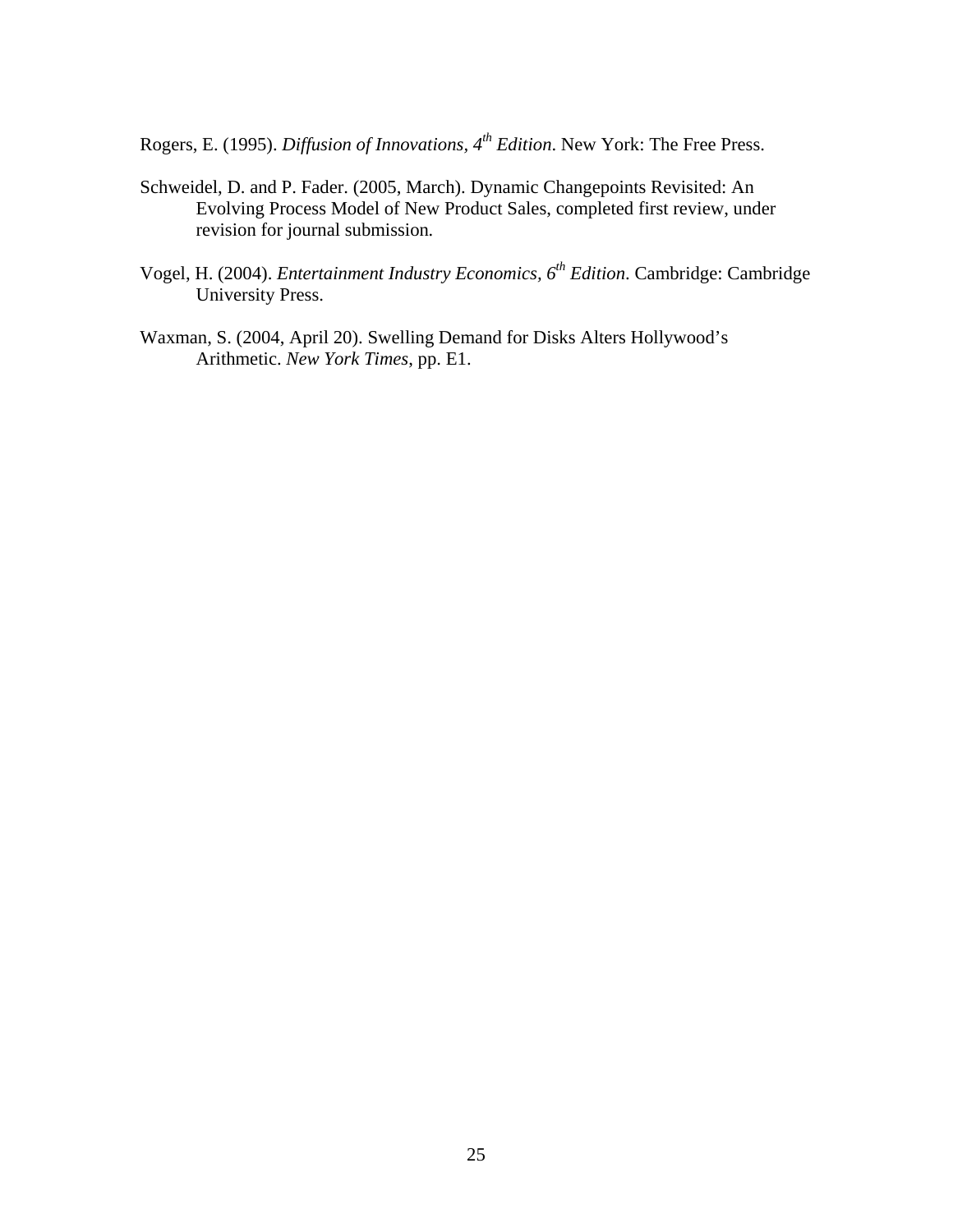Rogers, E. (1995). *Diffusion of Innovations, 4th Edition*. New York: The Free Press.

Schweidel, D. and P. Fader. (2005, March). Dynamic Changepoints Revisited: An Evolving Process Model of New Product Sales, completed first review, under revision for journal submission.

Vogel, H. (2004). *Entertainment Industry Economics, 6th Edition*. Cambridge: Cambridge University Press.

Waxman, S. (2004, April 20). Swelling Demand for Disks Alters Hollywood's Arithmetic. *New York Times*, pp. E1.